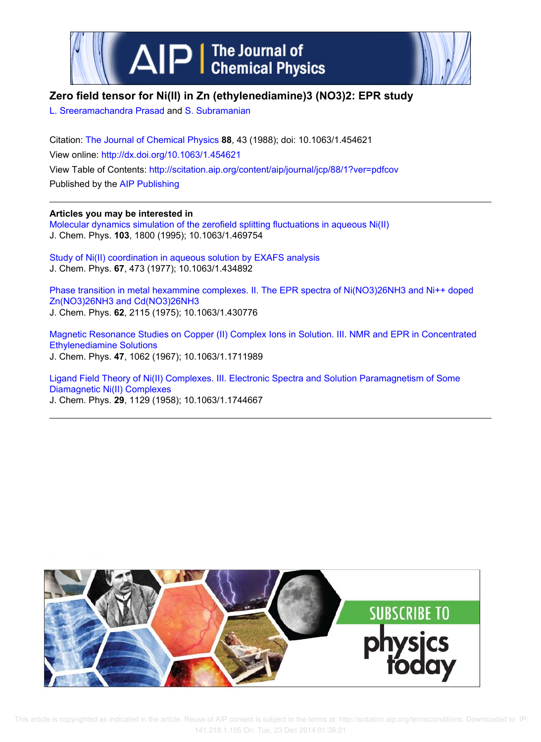# Zero field tensor for Ni(II) in Zn (ethylenediamine)3 (NO3)2: EPR study

L. Sreeramachandra Prasad and S. Subramanian

Citation: The Journal of Chemical Physics **88**, 43 (1988); doi: 10.1063/1.454621

View online: http://dx.doi.org/10.1063/1.454621

View Table of Contents: http://scitation.aip.org/content/aip/journal/jcp/88/1?ver=pdfcov

Published by the AIP Publishing

---

**Articles you may be interested in**

Molecular dynamics simulation of the zerofield splitting fluctuations in aqueous Ni(II)
J. Chem. Phys. **103**, 1800 (1995); 10.1063/1.469754

Study of Ni(II) coordination in aqueous solution by EXAFS analysis
J. Chem. Phys. **67**, 473 (1977); 10.1063/1.434892

Phase transition in metal hexammine complexes. II. The EPR spectra of Ni(NO3)26NH3 and Ni++ doped Zn(NO3)26NH3 and Cd(NO3)26NH3
J. Chem. Phys. **62**, 2115 (1975); 10.1063/1.430776

Magnetic Resonance Studies on Copper (II) Complex Ions in Solution. III. NMR and EPR in Concentrated Ethylenediamine Solutions
J. Chem. Phys. **47**, 1062 (1967); 10.1063/1.1711989

Ligand Field Theory of Ni(II) Complexes. III. Electronic Spectra and Solution Paramagnetism of Some Diamagnetic Ni(II) Complexes
J. Chem. Phys. **29**, 1129 (1958); 10.1063/1.1744667

---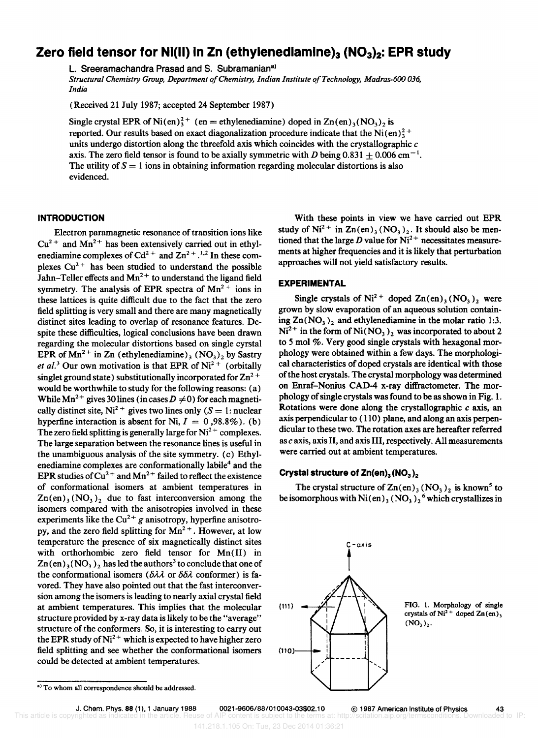# Zero field tensor for Ni(II) in Zn (ethylenediamine)$_3$ (NO$_3$)$_2$: EPR study

L. Sreeramachandra Prasad and S. Subramanian[a)]

*Structural Chemistry Group, Department of Chemistry, Indian Institute of Technology, Madras-600 036, India*

(Received 21 July 1987; accepted 24 September 1987)

Single crystal EPR of $Ni(en)_3^{2+}$ (en = ethylenediamine) doped in $Zn(en)_3(NO_3)_2$ is reported. Our results based on exact diagonalization procedure indicate that the $Ni(en)_3^{2+}$ units undergo distortion along the threefold axis which coincides with the crystallographic $c$ axis. The zero field tensor is found to be axially symmetric with $D$ being $0.831 \pm 0.006$ cm$^{-1}$. The utility of $S = 1$ ions in obtaining information regarding molecular distortions is also evidenced.

## INTRODUCTION

Electron paramagnetic resonance of transition ions like $Cu^{2+}$ and $Mn^{2+}$ has been extensively carried out in ethylenediamine complexes of $Cd^{2+}$ and $Zn^{2+}$.[1,2] In these complexes $Cu^{2+}$ has been studied to understand the possible Jahn–Teller effects and $Mn^{2+}$ to understand the ligand field symmetry. The analysis of EPR spectra of $Mn^{2+}$ ions in these lattices is quite difficult due to the fact that the zero field splitting is very small and there are many magnetically distinct sites leading to overlap of resonance features. Despite these difficulties, logical conclusions have been drawn regarding the molecular distortions based on single cyrstal EPR of $Mn^{2+}$ in Zn (ethylenediamine)$_3$ (NO$_3$)$_2$ by Sastry *et al.*[3] Our own motivation is that EPR of $Ni^{2+}$ (orbitally singlet ground state) substitutionally incorporated for $Zn^{2+}$ would be worthwhile to study for the following reasons: (a) While $Mn^{2+}$ gives 30 lines (in cases $D \neq 0$) for each magnetically distinct site, $Ni^{2+}$ gives two lines only ($S = 1$: nuclear hyperfine interaction is absent for Ni, $I = 0$, 98.8%). (b) The zero field splitting is generally large for $Ni^{2+}$ complexes. The large separation between the resonance lines is useful in the unambiguous analysis of the site symmetry. (c) Ethylenediamine complexes are conformationally labile[4] and the EPR studies of $Cu^{2+}$ and $Mn^{2+}$ failed to reflect the existence of conformational isomers at ambient temperatures in $Zn(en)_3(NO_3)_2$ due to fast interconversion among the isomers compared with the anisotropies involved in these experiments like the $Cu^{2+}$ $g$ anisotropy, hyperfine anisotropy, and the zero field splitting for $Mn^{2+}$. However, at low temperature the presence of six magnetically distinct sites with orthorhombic zero field tensor for Mn(II) in $Zn(en)_3(NO_3)_2$ has led the authors[3] to conclude that one of the conformational isomers ($\delta\lambda\lambda$ or $\delta\delta\lambda$ conformer) is favored. They have also pointed out that the fast interconversion among the isomers is leading to nearly axial crystal field at ambient temperatures. This implies that the molecular structure provided by x-ray data is likely to be the "average" structure of the conformers. So, it is interesting to carry out the EPR study of $Ni^{2+}$ which is expected to have higher zero field splitting and see whether the conformational isomers could be detected at ambient temperatures.

With these points in view we have carried out EPR study of $Ni^{2+}$ in $Zn(en)_3(NO_3)_2$. It should also be mentioned that the large $D$ value for $Ni^{2+}$ necessitates measurements at higher frequencies and it is likely that perturbation approaches will not yield satisfactory results.

## EXPERIMENTAL

Single crystals of $Ni^{2+}$ doped $Zn(en)_3(NO_3)_2$ were grown by slow evaporation of an aqueous solution containing $Zn(NO_3)_2$ and ethylenediamine in the molar ratio 1:3. $Ni^{2+}$ in the form of $Ni(NO_3)_2$ was incorporated to about 2 to 5 mol %. Very good single crystals with hexagonal morphology were obtained within a few days. The morphological characteristics of doped crystals are identical with those of the host crystals. The crystal morphology was determined on Enraf–Nonius CAD-4 x-ray diffractometer. The morphology of single crystals was found to be as shown in Fig. 1. Rotations were done along the crystallographic $c$ axis, an axis perpendicular to (110) plane, and along an axis perpendicular to these two. The rotation axes are hereafter referred as $c$ axis, axis II, and axis III, respectively. All measurements were carried out at ambient temperatures.

### Crystal structure of Zn(en)$_3$(NO$_3$)$_2$

The crystal structure of $Zn(en)_3(NO_3)_2$ is known[5] to be isomorphous with $Ni(en)_3(NO_3)_2$[6] which crystallizes in

FIG. 1. Morphology of single crystals of $Ni^{2+}$ doped $Zn(en)_3(NO_3)_2$.

[a)] To whom all correspondence should be addressed.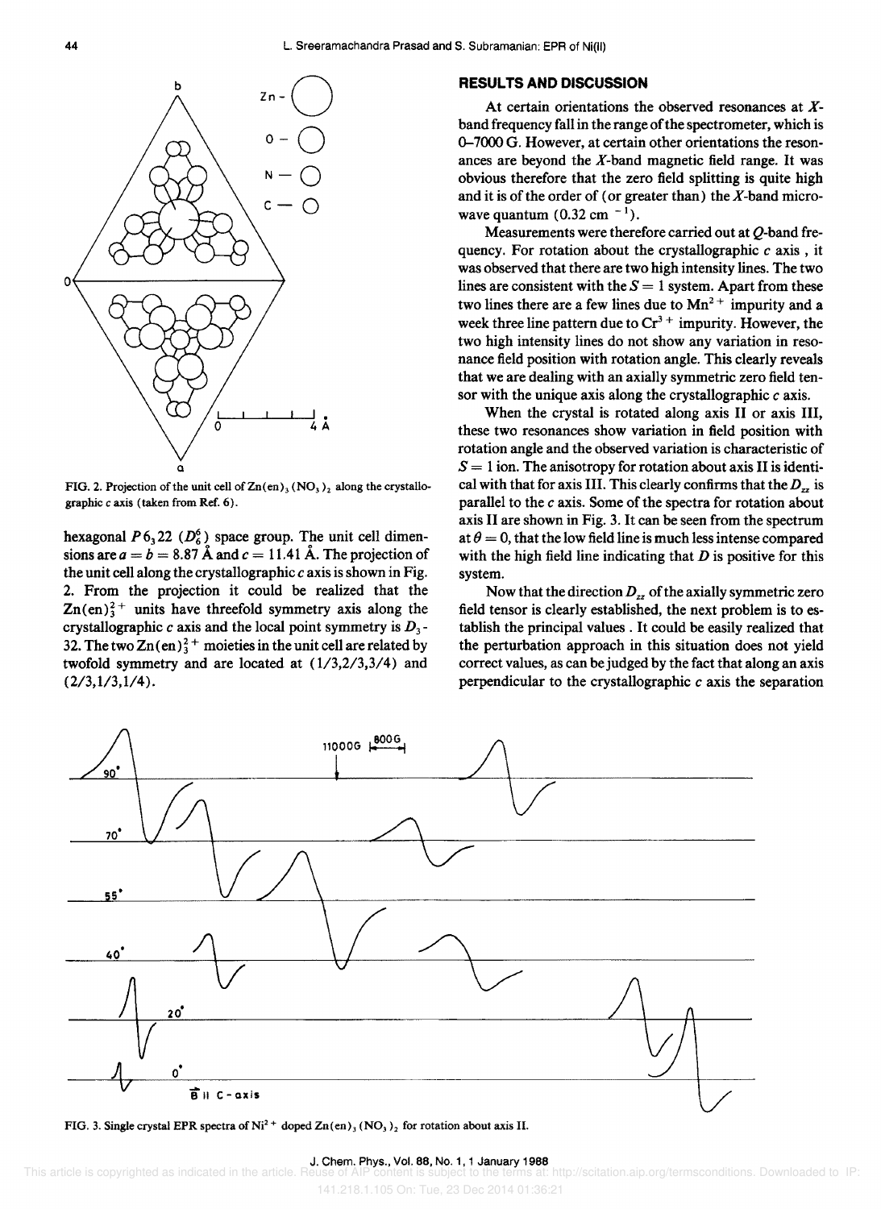FIG. 2. Projection of the unit cell of $Zn(en)_3(NO_3)_2$ along the crystallographic $c$ axis (taken from Ref. 6).

hexagonal $P6_322$ ($D_6^6$) space group. The unit cell dimensions are $a = b = 8.87$ Å and $c = 11.41$ Å. The projection of the unit cell along the crystallographic $c$ axis is shown in Fig. 2. From the projection it could be realized that the $Zn(en)_3^{2+}$ units have threefold symmetry axis along the crystallographic $c$ axis and the local point symmetry is $D_3$-32. The two $Zn(en)_3^{2+}$ moieties in the unit cell are related by twofold symmetry and are located at (1/3,2/3,3/4) and (2/3,1/3,1/4).

## RESULTS AND DISCUSSION

At certain orientations the observed resonances at $X$-band frequency fall in the range of the spectrometer, which is 0–7000 G. However, at certain other orientations the resonances are beyond the $X$-band magnetic field range. It was obvious therefore that the zero field splitting is quite high and it is of the order of (or greater than) the $X$-band microwave quantum (0.32 cm $^{-1}$).

Measurements were therefore carried out at $Q$-band frequency. For rotation about the crystallographic $c$ axis, it was observed that there are two high intensity lines. The two lines are consistent with the $S = 1$ system. Apart from these two lines there are a few lines due to $Mn^{2+}$ impurity and a week three line pattern due to $Cr^{3+}$ impurity. However, the two high intensity lines do not show any variation in resonance field position with rotation angle. This clearly reveals that we are dealing with an axially symmetric zero field tensor with the unique axis along the crystallographic $c$ axis.

When the crystal is rotated along axis II or axis III, these two resonances show variation in field position with rotation angle and the observed variation is characteristic of $S = 1$ ion. The anisotropy for rotation about axis II is identical with that for axis III. This clearly confirms that the $D_{zz}$ is parallel to the $c$ axis. Some of the spectra for rotation about axis II are shown in Fig. 3. It can be seen from the spectrum at $\theta = 0$, that the low field line is much less intense compared with the high field line indicating that $D$ is positive for this system.

Now that the direction $D_{zz}$ of the axially symmetric zero field tensor is clearly established, the next problem is to establish the principal values. It could be easily realized that the perturbation approach in this situation does not yield correct values, as can be judged by the fact that along an axis perpendicular to the crystallographic $c$ axis the separation

FIG. 3. Single crystal EPR spectra of $Ni^{2+}$ doped $Zn(en)_3(NO_3)_2$ for rotation about axis II.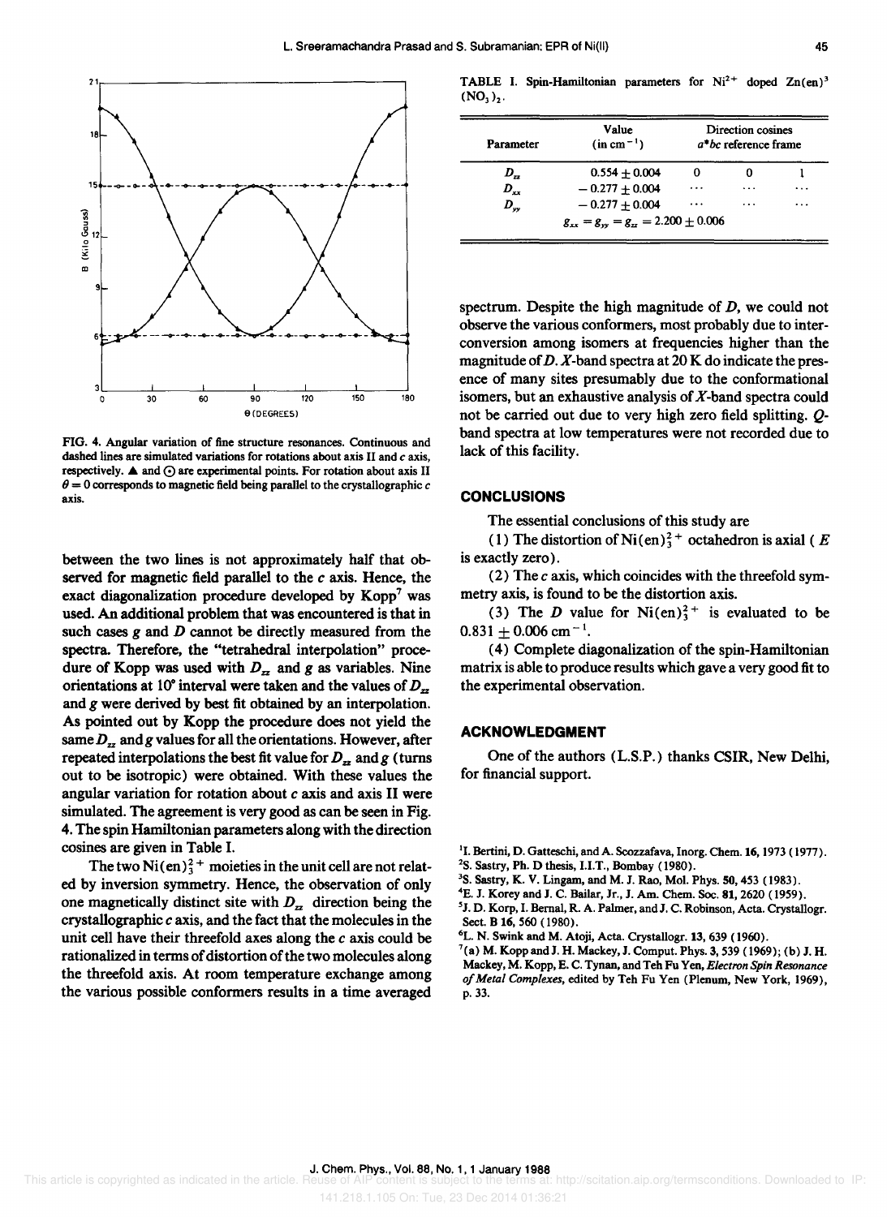21

18

15

12

9

6

3

0 30 60 90 120 150 180

B (Kilo Gauss)

θ (DEGREES)

FIG. 4. Angular variation of fine structure resonances. Continuous and dashed lines are simulated variations for rotations about axis II and c axis, respectively. ▲ and ⊙ are experimental points. For rotation about axis II $\theta = 0$ corresponds to magnetic field being parallel to the crystallographic c axis.

between the two lines is not approximately half that observed for magnetic field parallel to the c axis. Hence, the exact diagonalization procedure developed by Kopp[7] was used. An additional problem that was encountered is that in such cases g and D cannot be directly measured from the spectra. Therefore, the "tetrahedral interpolation" procedure of Kopp was used with $D_{zz}$ and g as variables. Nine orientations at 10° interval were taken and the values of $D_{zz}$ and g were derived by best fit obtained by an interpolation. As pointed out by Kopp the procedure does not yield the same $D_{zz}$ and g values for all the orientations. However, after repeated interpolations the best fit value for $D_{zz}$ and g (turns out to be isotropic) were obtained. With these values the angular variation for rotation about c axis and axis II were simulated. The agreement is very good as can be seen in Fig. 4. The spin Hamiltonian parameters along with the direction cosines are given in Table I.

The two $Ni(en)_3^{2+}$ moieties in the unit cell are not related by inversion symmetry. Hence, the observation of only one magnetically distinct site with $D_{zz}$ direction being the crystallographic c axis, and the fact that the molecules in the unit cell have their threefold axes along the c axis could be rationalized in terms of distortion of the two molecules along the threefold axis. At room temperature exchange among the various possible conformers results in a time averaged spectrum. Despite the high magnitude of D, we could not observe the various conformers, most probably due to interconversion among isomers at frequencies higher than the magnitude of D. X-band spectra at 20 K do indicate the presence of many sites presumably due to the conformational isomers, but an exhaustive analysis of X-band spectra could not be carried out due to very high zero field splitting. Q-band spectra at low temperatures were not recorded due to lack of this facility.

TABLE I. Spin-Hamiltonian parameters for $Ni^{2+}$ doped $Zn(en)^3(NO_3)_2$.

| Parameter | Value (in $cm^{-1}$) | Direction cosines $a^*bc$ reference frame | | |
|---|---|---|---|---|
| $D_{zz}$ | $0.554 \pm 0.004$ | 0 | 0 | 1 |
| $D_{xx}$ | $-0.277 \pm 0.004$ | ... | ... | ... |
| $D_{yy}$ | $-0.277 \pm 0.004$ | ... | ... | ... |
| | $g_{xx} = g_{yy} = g_{zz} = 2.200 \pm 0.006$ | | | |

## CONCLUSIONS

The essential conclusions of this study are

(1) The distortion of $Ni(en)_3^{2+}$ octahedron is axial ( E is exactly zero).

(2) The c axis, which coincides with the threefold symmetry axis, is found to be the distortion axis.

(3) The D value for $Ni(en)_3^{2+}$ is evaluated to be $0.831 \pm 0.006\ cm^{-1}$.

(4) Complete diagonalization of the spin-Hamiltonian matrix is able to produce results which gave a very good fit to the experimental observation.

## ACKNOWLEDGMENT

One of the authors (L.S.P.) thanks CSIR, New Delhi, for financial support.

[1] I. Bertini, D. Gatteschi, and A. Scozzafava, Inorg. Chem. **16**, 1973 (1977).

[2] S. Sastry, Ph. D thesis, I.I.T., Bombay (1980).

[3] S. Sastry, K. V. Lingam, and M. J. Rao, Mol. Phys. **50**, 453 (1983).

[4] E. J. Korey and J. C. Bailar, Jr., J. Am. Chem. Soc. **81**, 2620 (1959).

[5] J. D. Korp, I. Bernal, R. A. Palmer, and J. C. Robinson, Acta. Crystallogr. Sect. B **16**, 560 (1980).

[6] L. N. Swink and M. Atoji, Acta. Crystallogr. **13**, 639 (1960).

[7] (a) M. Kopp and J. H. Mackey, J. Comput. Phys. **3**, 539 (1969); (b) J. H. Mackey, M. Kopp, E. C. Tynan, and Teh Fu Yen, *Electron Spin Resonance of Metal Complexes*, edited by Teh Fu Yen (Plenum, New York, 1969), p. 33.